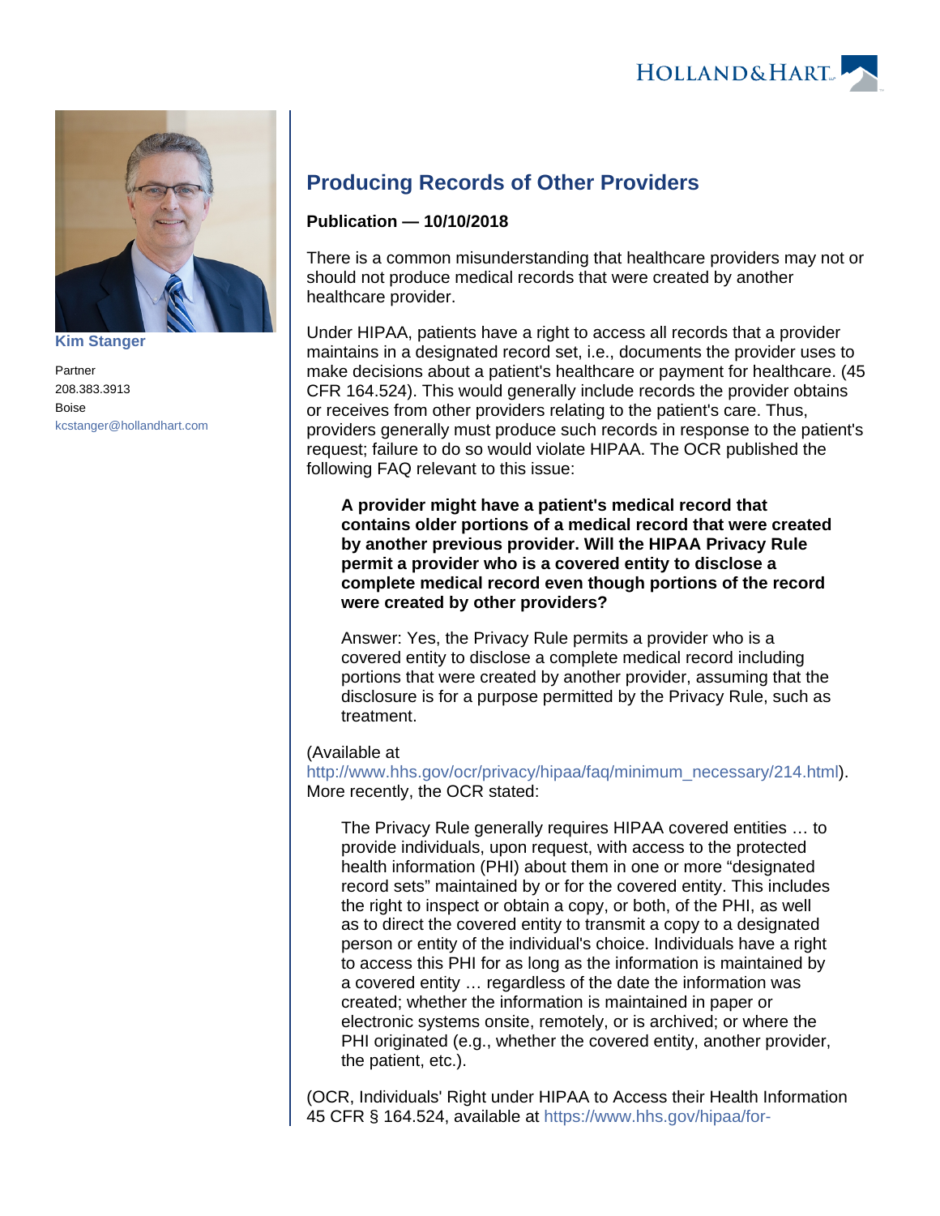Kim Stanger

Partner

208.383.3913

Boise

kcstanger@hollandhart.com

# Producing Records of Other Providers

**Publication — 10/10/2018**

There is a common misunderstanding that healthcare providers may not or should not produce medical records that were created by another healthcare provider.

Under HIPAA, patients have a right to access all records that a provider maintains in a designated record set, i.e., documents the provider uses to make decisions about a patient's healthcare or payment for healthcare. (45 CFR 164.524). This would generally include records the provider obtains or receives from other providers relating to the patient's care. Thus, providers generally must produce such records in response to the patient's request; failure to do so would violate HIPAA. The OCR published the following FAQ relevant to this issue:

> **A provider might have a patient's medical record that contains older portions of a medical record that were created by another previous provider. Will the HIPAA Privacy Rule permit a provider who is a covered entity to disclose a complete medical record even though portions of the record were created by other providers?**
>
> Answer: Yes, the Privacy Rule permits a provider who is a covered entity to disclose a complete medical record including portions that were created by another provider, assuming that the disclosure is for a purpose permitted by the Privacy Rule, such as treatment.

(Available at http://www.hhs.gov/ocr/privacy/hipaa/faq/minimum_necessary/214.html). More recently, the OCR stated:

> The Privacy Rule generally requires HIPAA covered entities … to provide individuals, upon request, with access to the protected health information (PHI) about them in one or more "designated record sets" maintained by or for the covered entity. This includes the right to inspect or obtain a copy, or both, of the PHI, as well as to direct the covered entity to transmit a copy to a designated person or entity of the individual's choice. Individuals have a right to access this PHI for as long as the information is maintained by a covered entity … regardless of the date the information was created; whether the information is maintained in paper or electronic systems onsite, remotely, or is archived; or where the PHI originated (e.g., whether the covered entity, another provider, the patient, etc.).

(OCR, Individuals' Right under HIPAA to Access their Health Information 45 CFR § 164.524, available at https://www.hhs.gov/hipaa/for-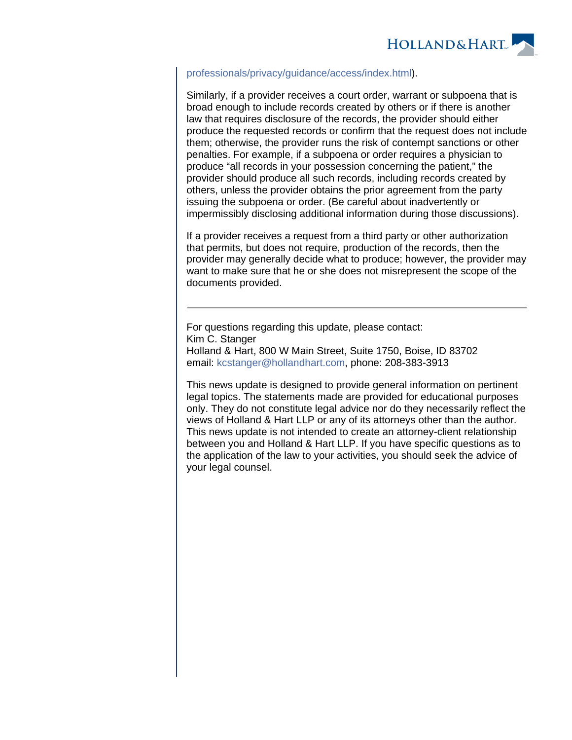professionals/privacy/guidance/access/index.html).

Similarly, if a provider receives a court order, warrant or subpoena that is broad enough to include records created by others or if there is another law that requires disclosure of the records, the provider should either produce the requested records or confirm that the request does not include them; otherwise, the provider runs the risk of contempt sanctions or other penalties. For example, if a subpoena or order requires a physician to produce "all records in your possession concerning the patient," the provider should produce all such records, including records created by others, unless the provider obtains the prior agreement from the party issuing the subpoena or order. (Be careful about inadvertently or impermissibly disclosing additional information during those discussions).

If a provider receives a request from a third party or other authorization that permits, but does not require, production of the records, then the provider may generally decide what to produce; however, the provider may want to make sure that he or she does not misrepresent the scope of the documents provided.

---

For questions regarding this update, please contact:
Kim C. Stanger
Holland & Hart, 800 W Main Street, Suite 1750, Boise, ID 83702
email: kcstanger@hollandhart.com, phone: 208-383-3913

This news update is designed to provide general information on pertinent legal topics. The statements made are provided for educational purposes only. They do not constitute legal advice nor do they necessarily reflect the views of Holland & Hart LLP or any of its attorneys other than the author. This news update is not intended to create an attorney-client relationship between you and Holland & Hart LLP. If you have specific questions as to the application of the law to your activities, you should seek the advice of your legal counsel.